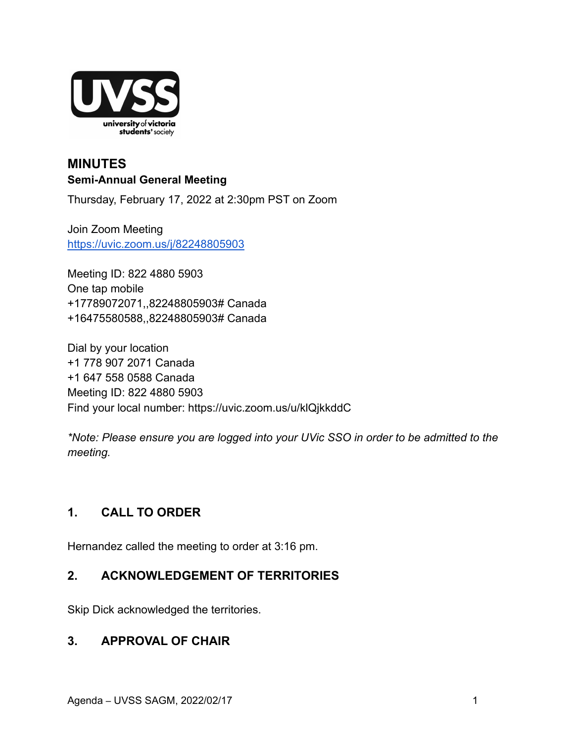# MINUTES

## Semi-Annual General Meeting

Thursday, February 17, 2022 at 2:30pm PST on Zoom

Join Zoom Meeting
https://uvic.zoom.us/j/82248805903

Meeting ID: 822 4880 5903
One tap mobile
+17789072071,,82248805903# Canada
+16475580588,,82248805903# Canada

Dial by your location
+1 778 907 2071 Canada
+1 647 558 0588 Canada
Meeting ID: 822 4880 5903
Find your local number: https://uvic.zoom.us/u/klQjkkddC

*\*Note: Please ensure you are logged into your UVic SSO in order to be admitted to the meeting.*

## 1. CALL TO ORDER

Hernandez called the meeting to order at 3:16 pm.

## 2. ACKNOWLEDGEMENT OF TERRITORIES

Skip Dick acknowledged the territories.

## 3. APPROVAL OF CHAIR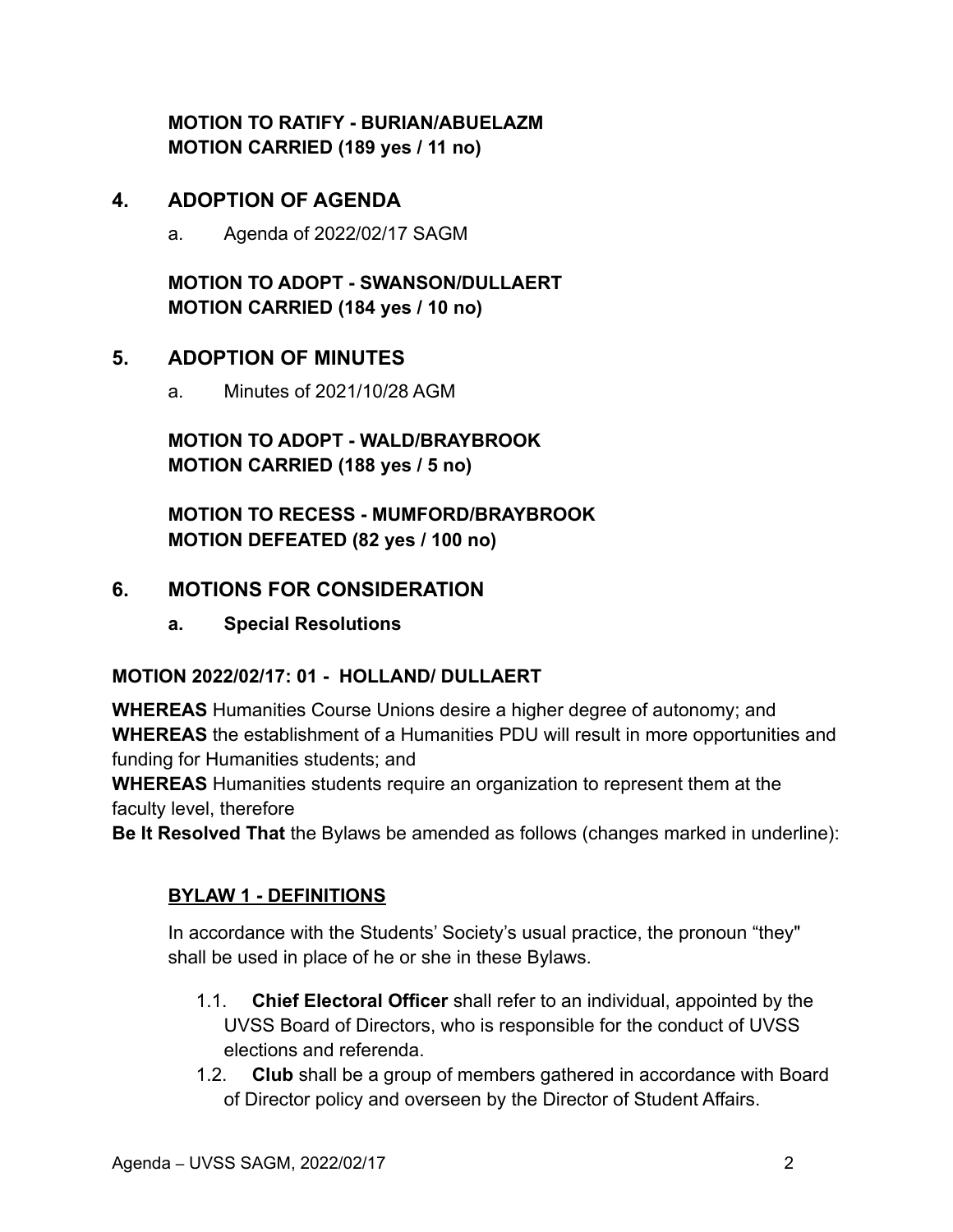**MOTION TO RATIFY - BURIAN/ABUELAZM**
**MOTION CARRIED (189 yes / 11 no)**

## 4. ADOPTION OF AGENDA

a. Agenda of 2022/02/17 SAGM

**MOTION TO ADOPT - SWANSON/DULLAERT**
**MOTION CARRIED (184 yes / 10 no)**

## 5. ADOPTION OF MINUTES

a. Minutes of 2021/10/28 AGM

**MOTION TO ADOPT - WALD/BRAYBROOK**
**MOTION CARRIED (188 yes / 5 no)**

**MOTION TO RECESS - MUMFORD/BRAYBROOK**
**MOTION DEFEATED (82 yes / 100 no)**

## 6. MOTIONS FOR CONSIDERATION

### a. Special Resolutions

**MOTION 2022/02/17: 01 - HOLLAND/ DULLAERT**

**WHEREAS** Humanities Course Unions desire a higher degree of autonomy; and
**WHEREAS** the establishment of a Humanities PDU will result in more opportunities and funding for Humanities students; and
**WHEREAS** Humanities students require an organization to represent them at the faculty level, therefore
**Be It Resolved That** the Bylaws be amended as follows (changes marked in underline):

**BYLAW 1 - DEFINITIONS**

In accordance with the Students' Society's usual practice, the pronoun "they" shall be used in place of he or she in these Bylaws.

1.1. **Chief Electoral Officer** shall refer to an individual, appointed by the UVSS Board of Directors, who is responsible for the conduct of UVSS elections and referenda.

1.2. **Club** shall be a group of members gathered in accordance with Board of Director policy and overseen by the Director of Student Affairs.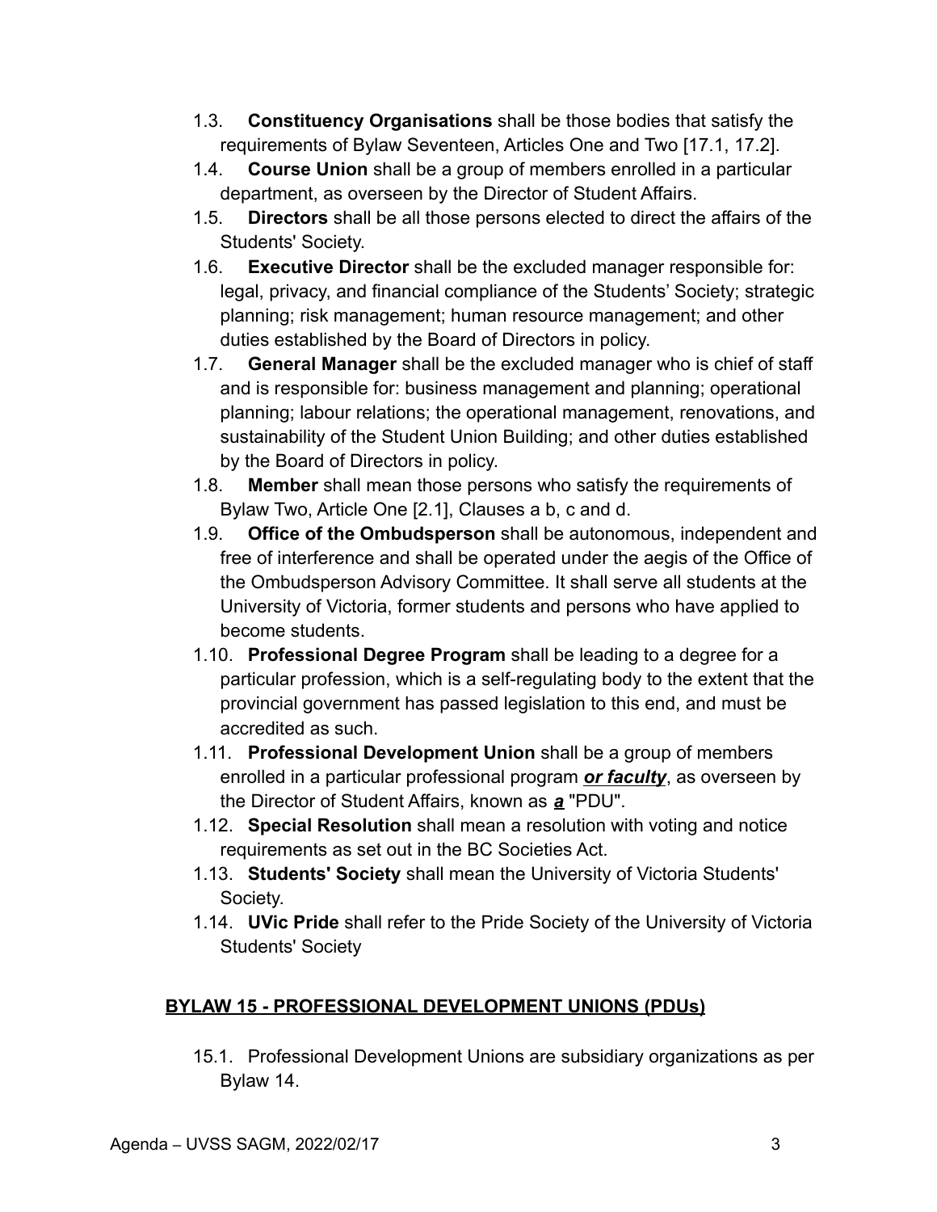1.3. **Constituency Organisations** shall be those bodies that satisfy the requirements of Bylaw Seventeen, Articles One and Two [17.1, 17.2].

1.4. **Course Union** shall be a group of members enrolled in a particular department, as overseen by the Director of Student Affairs.

1.5. **Directors** shall be all those persons elected to direct the affairs of the Students' Society.

1.6. **Executive Director** shall be the excluded manager responsible for: legal, privacy, and financial compliance of the Students' Society; strategic planning; risk management; human resource management; and other duties established by the Board of Directors in policy.

1.7. **General Manager** shall be the excluded manager who is chief of staff and is responsible for: business management and planning; operational planning; labour relations; the operational management, renovations, and sustainability of the Student Union Building; and other duties established by the Board of Directors in policy.

1.8. **Member** shall mean those persons who satisfy the requirements of Bylaw Two, Article One [2.1], Clauses a b, c and d.

1.9. **Office of the Ombudsperson** shall be autonomous, independent and free of interference and shall be operated under the aegis of the Office of the Ombudsperson Advisory Committee. It shall serve all students at the University of Victoria, former students and persons who have applied to become students.

1.10. **Professional Degree Program** shall be leading to a degree for a particular profession, which is a self-regulating body to the extent that the provincial government has passed legislation to this end, and must be accredited as such.

1.11. **Professional Development Union** shall be a group of members enrolled in a particular professional program ***<u>or faculty</u>***, as overseen by the Director of Student Affairs, known as ***<u>a</u>*** "PDU".

1.12. **Special Resolution** shall mean a resolution with voting and notice requirements as set out in the BC Societies Act.

1.13. **Students' Society** shall mean the University of Victoria Students' Society.

1.14. **UVic Pride** shall refer to the Pride Society of the University of Victoria Students' Society

## <u>BYLAW 15 - PROFESSIONAL DEVELOPMENT UNIONS (PDUs)</u>

15.1. Professional Development Unions are subsidiary organizations as per Bylaw 14.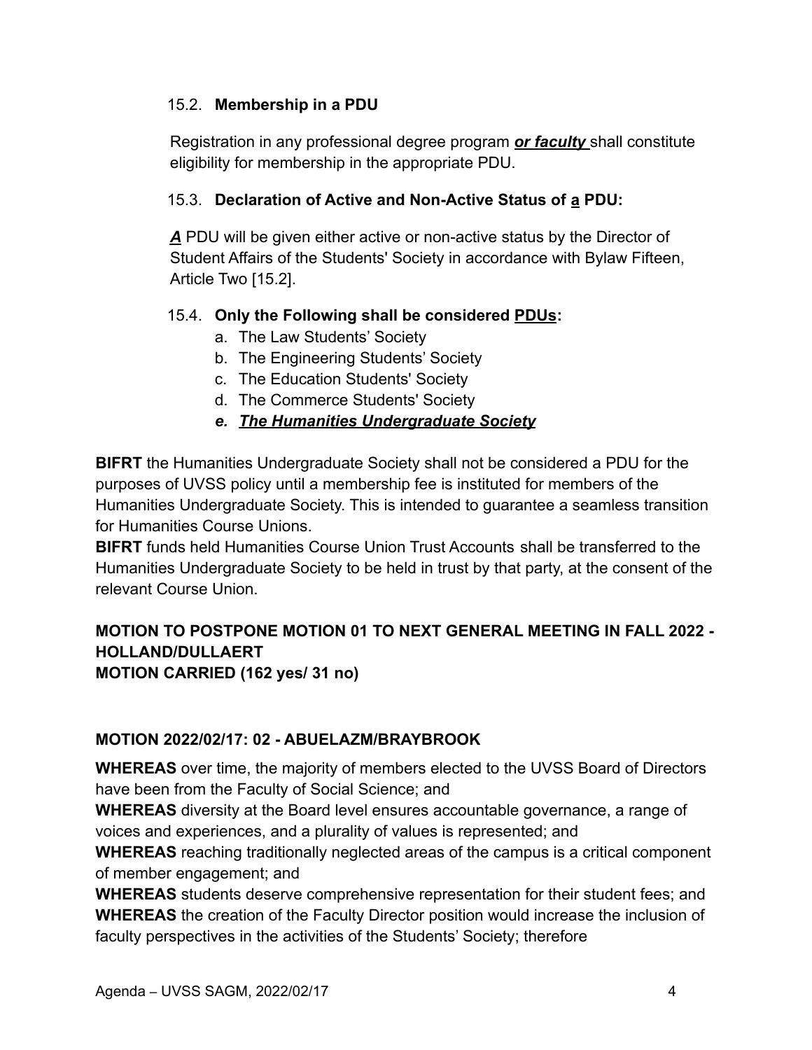15.2. **Membership in a PDU**

Registration in any professional degree program ***<u>or faculty</u>*** shall constitute eligibility for membership in the appropriate PDU.

15.3. **Declaration of Active and Non-Active Status of <u>a</u> PDU:**

***<u>A</u>*** PDU will be given either active or non-active status by the Director of Student Affairs of the Students' Society in accordance with Bylaw Fifteen, Article Two [15.2].

15.4. **Only the Following shall be considered <u>PDUs</u>:**

a. The Law Students' Society
b. The Engineering Students' Society
c. The Education Students' Society
d. The Commerce Students' Society
***e. <u>The Humanities Undergraduate Society</u>***

**BIFRT** the Humanities Undergraduate Society shall not be considered a PDU for the purposes of UVSS policy until a membership fee is instituted for members of the Humanities Undergraduate Society. This is intended to guarantee a seamless transition for Humanities Course Unions.
**BIFRT** funds held Humanities Course Union Trust Accounts shall be transferred to the Humanities Undergraduate Society to be held in trust by that party, at the consent of the relevant Course Union.

**MOTION TO POSTPONE MOTION 01 TO NEXT GENERAL MEETING IN FALL 2022 - HOLLAND/DULLAERT**
**MOTION CARRIED (162 yes/ 31 no)**

**MOTION 2022/02/17: 02 - ABUELAZM/BRAYBROOK**

**WHEREAS** over time, the majority of members elected to the UVSS Board of Directors have been from the Faculty of Social Science; and
**WHEREAS** diversity at the Board level ensures accountable governance, a range of voices and experiences, and a plurality of values is represented; and
**WHEREAS** reaching traditionally neglected areas of the campus is a critical component of member engagement; and
**WHEREAS** students deserve comprehensive representation for their student fees; and
**WHEREAS** the creation of the Faculty Director position would increase the inclusion of faculty perspectives in the activities of the Students' Society; therefore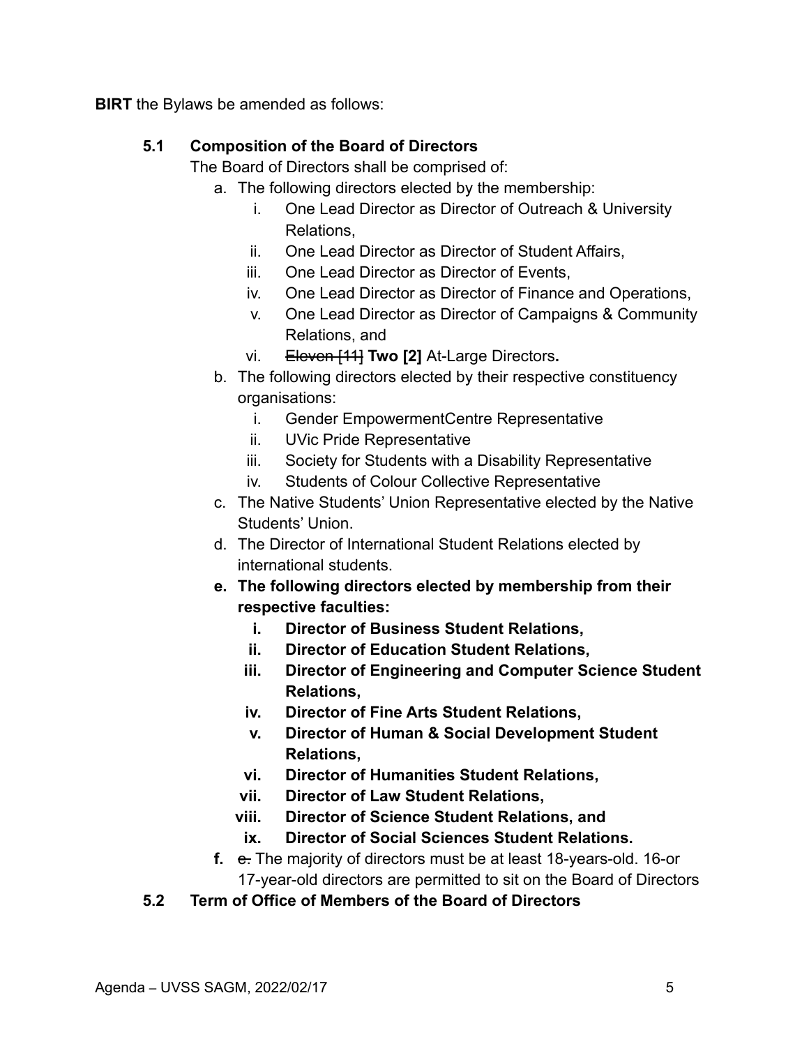**BIRT** the Bylaws be amended as follows:

**5.1 Composition of the Board of Directors**

The Board of Directors shall be comprised of:

a. The following directors elected by the membership:
   i. One Lead Director as Director of Outreach & University Relations,
   ii. One Lead Director as Director of Student Affairs,
   iii. One Lead Director as Director of Events,
   iv. One Lead Director as Director of Finance and Operations,
   v. One Lead Director as Director of Campaigns & Community Relations, and
   vi. ~~Eleven [11]~~ **Two [2]** At-Large Directors**.**

b. The following directors elected by their respective constituency organisations:
   i. Gender EmpowermentCentre Representative
   ii. UVic Pride Representative
   iii. Society for Students with a Disability Representative
   iv. Students of Colour Collective Representative

c. The Native Students' Union Representative elected by the Native Students' Union.

d. The Director of International Student Relations elected by international students.

**e. The following directors elected by membership from their respective faculties:**
   **i. Director of Business Student Relations,**
   **ii. Director of Education Student Relations,**
   **iii. Director of Engineering and Computer Science Student Relations,**
   **iv. Director of Fine Arts Student Relations,**
   **v. Director of Human & Social Development Student Relations,**
   **vi. Director of Humanities Student Relations,**
   **vii. Director of Law Student Relations,**
   **viii. Director of Science Student Relations, and**
   **ix. Director of Social Sciences Student Relations.**

**f.** ~~e.~~ The majority of directors must be at least 18-years-old. 16-or 17-year-old directors are permitted to sit on the Board of Directors

**5.2 Term of Office of Members of the Board of Directors**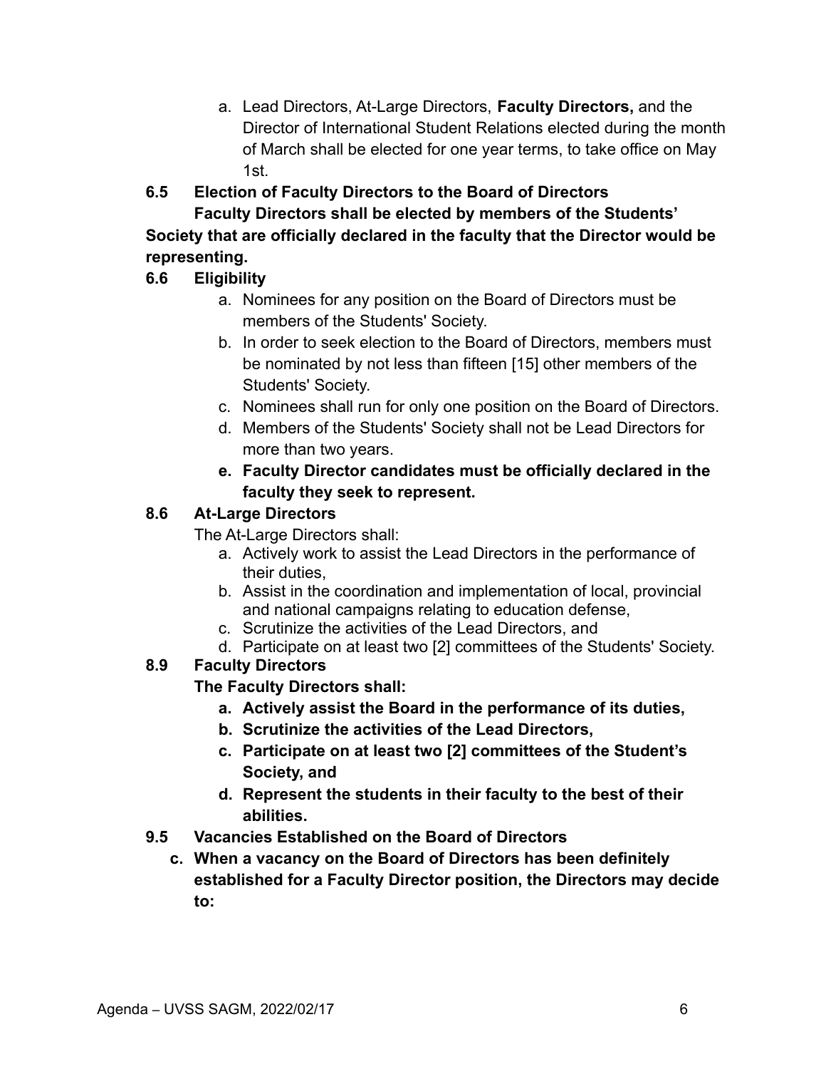a. Lead Directors, At-Large Directors, **Faculty Directors,** and the Director of International Student Relations elected during the month of March shall be elected for one year terms, to take office on May 1st.

**6.5 Election of Faculty Directors to the Board of Directors**

**Faculty Directors shall be elected by members of the Students' Society that are officially declared in the faculty that the Director would be representing.**

**6.6 Eligibility**

a. Nominees for any position on the Board of Directors must be members of the Students' Society.
b. In order to seek election to the Board of Directors, members must be nominated by not less than fifteen [15] other members of the Students' Society.
c. Nominees shall run for only one position on the Board of Directors.
d. Members of the Students' Society shall not be Lead Directors for more than two years.
**e. Faculty Director candidates must be officially declared in the faculty they seek to represent.**

**8.6 At-Large Directors**

The At-Large Directors shall:

a. Actively work to assist the Lead Directors in the performance of their duties,
b. Assist in the coordination and implementation of local, provincial and national campaigns relating to education defense,
c. Scrutinize the activities of the Lead Directors, and
d. Participate on at least two [2] committees of the Students' Society.

**8.9 Faculty Directors**

**The Faculty Directors shall:**

**a. Actively assist the Board in the performance of its duties,**
**b. Scrutinize the activities of the Lead Directors,**
**c. Participate on at least two [2] committees of the Student's Society, and**
**d. Represent the students in their faculty to the best of their abilities.**

**9.5 Vacancies Established on the Board of Directors**

**c. When a vacancy on the Board of Directors has been definitely established for a Faculty Director position, the Directors may decide to:**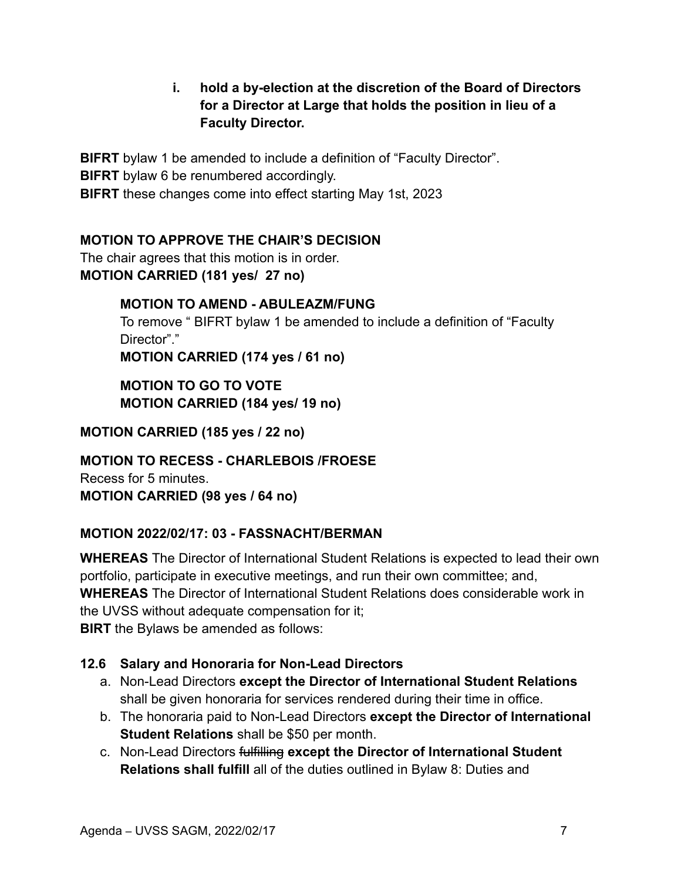i. **hold a by-election at the discretion of the Board of Directors for a Director at Large that holds the position in lieu of a Faculty Director.**

**BIFRT** bylaw 1 be amended to include a definition of "Faculty Director".
**BIFRT** bylaw 6 be renumbered accordingly.
**BIFRT** these changes come into effect starting May 1st, 2023

**MOTION TO APPROVE THE CHAIR'S DECISION**
The chair agrees that this motion is in order.
**MOTION CARRIED (181 yes/ 27 no)**

> **MOTION TO AMEND - ABULEAZM/FUNG**
> To remove " BIFRT bylaw 1 be amended to include a definition of "Faculty Director"."
> **MOTION CARRIED (174 yes / 61 no)**
>
> **MOTION TO GO TO VOTE**
> **MOTION CARRIED (184 yes/ 19 no)**

**MOTION CARRIED (185 yes / 22 no)**

**MOTION TO RECESS - CHARLEBOIS /FROESE**
Recess for 5 minutes.
**MOTION CARRIED (98 yes / 64 no)**

**MOTION 2022/02/17: 03 - FASSNACHT/BERMAN**

**WHEREAS** The Director of International Student Relations is expected to lead their own portfolio, participate in executive meetings, and run their own committee; and,
**WHEREAS** The Director of International Student Relations does considerable work in the UVSS without adequate compensation for it;
**BIRT** the Bylaws be amended as follows:

**12.6 Salary and Honoraria for Non-Lead Directors**

a. Non-Lead Directors **except the Director of International Student Relations** shall be given honoraria for services rendered during their time in office.
b. The honoraria paid to Non-Lead Directors **except the Director of International Student Relations** shall be $50 per month.
c. Non-Lead Directors ~~fulfilling~~ **except the Director of International Student Relations shall fulfill** all of the duties outlined in Bylaw 8: Duties and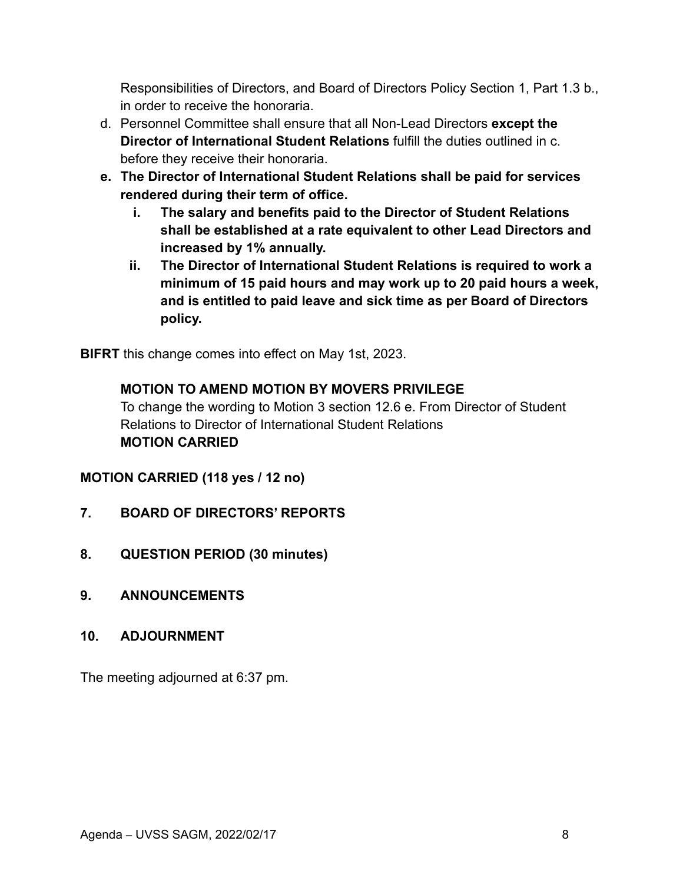Responsibilities of Directors, and Board of Directors Policy Section 1, Part 1.3 b., in order to receive the honoraria.

d. Personnel Committee shall ensure that all Non-Lead Directors **except the Director of International Student Relations** fulfill the duties outlined in c. before they receive their honoraria.
e. **The Director of International Student Relations shall be paid for services rendered during their term of office.**
   i. **The salary and benefits paid to the Director of Student Relations shall be established at a rate equivalent to other Lead Directors and increased by 1% annually.**
   ii. **The Director of International Student Relations is required to work a minimum of 15 paid hours and may work up to 20 paid hours a week, and is entitled to paid leave and sick time as per Board of Directors policy.**

**BIFRT** this change comes into effect on May 1st, 2023.

**MOTION TO AMEND MOTION BY MOVERS PRIVILEGE**
To change the wording to Motion 3 section 12.6 e. From Director of Student Relations to Director of International Student Relations
**MOTION CARRIED**

**MOTION CARRIED (118 yes / 12 no)**

## 7. BOARD OF DIRECTORS' REPORTS

## 8. QUESTION PERIOD (30 minutes)

## 9. ANNOUNCEMENTS

## 10. ADJOURNMENT

The meeting adjourned at 6:37 pm.